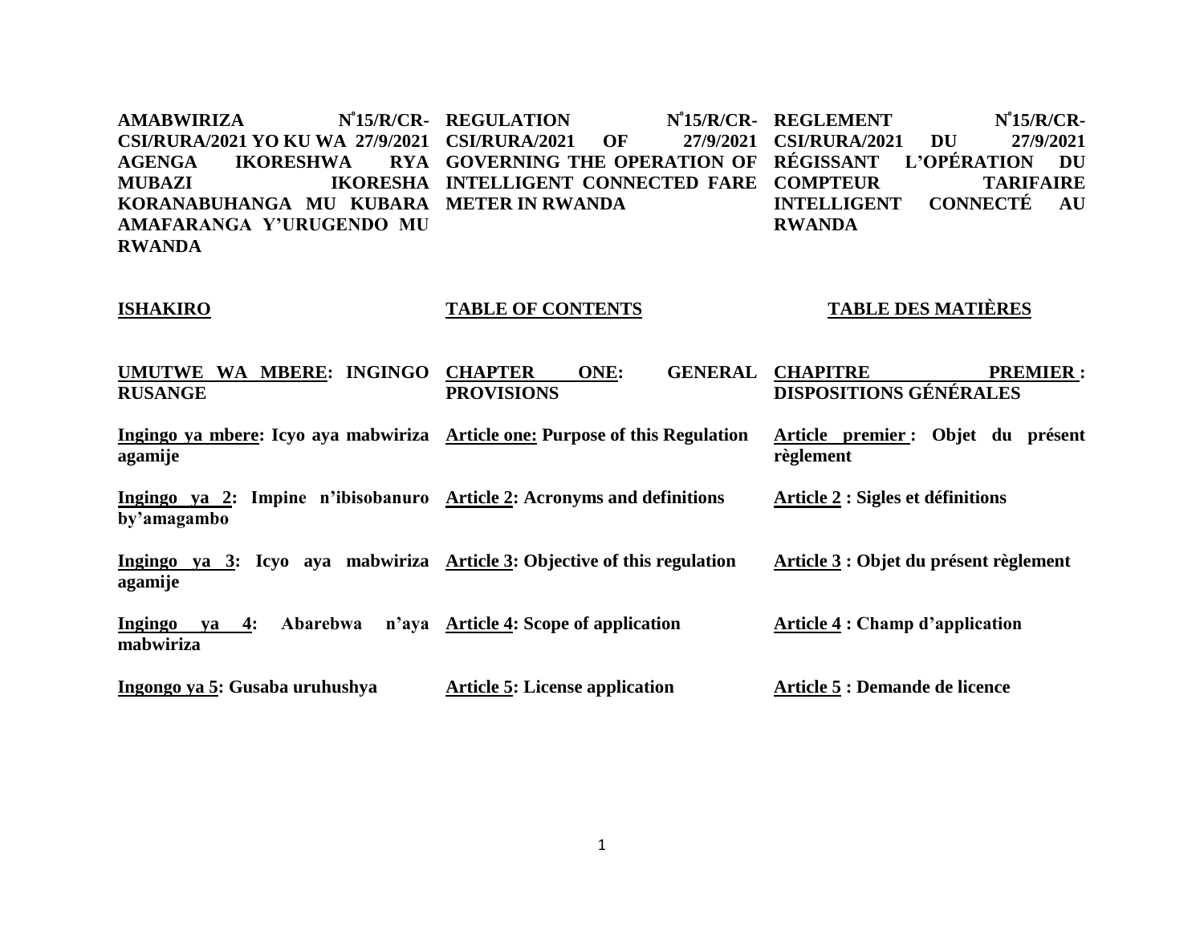| **AMABWIRIZA N°15/R/CR-CSI/RURA/2021 YO KU WA 27/9/2021 AGENGA IKORESHWA RYA MUBAZI IKORESHA KORANABUHANGA MU KUBARA AMAFARANGA Y'URUGENDO MU RWANDA** | **REGULATION N°15/R/CR-CSI/RURA/2021 OF 27/9/2021 GOVERNING THE OPERATION OF INTELLIGENT CONNECTED FARE METER IN RWANDA** | **REGLEMENT N°15/R/CR-CSI/RURA/2021 DU 27/9/2021 RÉGISSANT L'OPÉRATION DU COMPTEUR TARIFAIRE INTELLIGENT CONNECTÉ AU RWANDA** |
|---|---|---|
| **ISHAKIRO** | **TABLE OF CONTENTS** | **TABLE DES MATIÈRES** |
| **UMUTWE WA MBERE: INGINGO RUSANGE** | **CHAPTER ONE: GENERAL PROVISIONS** | **CHAPITRE PREMIER : DISPOSITIONS GÉNÉRALES** |
| **Ingingo ya mbere: Icyo aya mabwiriza agamije** | **Article one: Purpose of this Regulation** | **Article premier : Objet du présent règlement** |
| **Ingingo ya 2: Impine n'ibisobanuro by'amagambo** | **Article 2: Acronyms and definitions** | **Article 2 : Sigles et définitions** |
| **Ingingo ya 3: Icyo aya mabwiriza agamije** | **Article 3: Objective of this regulation** | **Article 3 : Objet du présent règlement** |
| **Ingingo ya 4: Abarebwa n'aya mabwiriza** | **Article 4: Scope of application** | **Article 4 : Champ d'application** |
| **Ingongo ya 5: Gusaba uruhushya** | **Article 5: License application** | **Article 5 : Demande de licence** |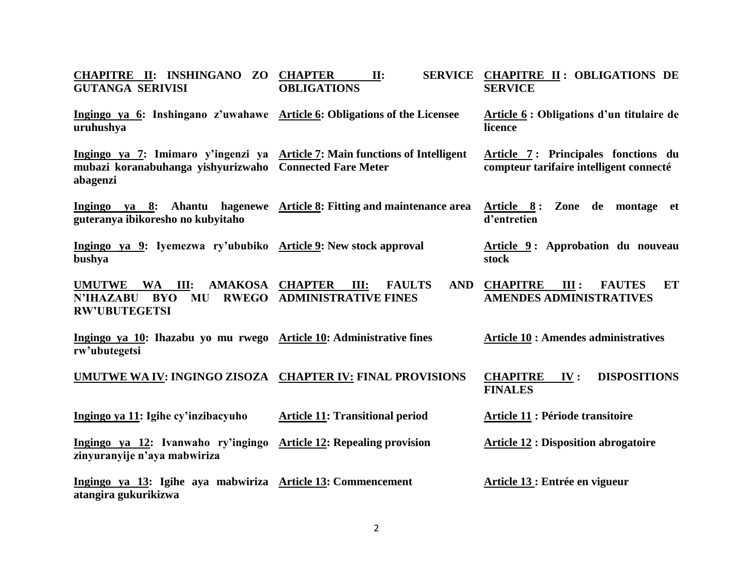| | | |
|---|---|---|
| **CHAPITRE II: INSHINGANO ZO GUTANGA SERIVISI** | **CHAPTER II: SERVICE OBLIGATIONS** | **CHAPITRE II : OBLIGATIONS DE SERVICE** |
| **Ingingo ya 6: Inshingano z'uwahawe uruhushya** | **Article 6: Obligations of the Licensee** | **Article 6 : Obligations d'un titulaire de licence** |
| **Ingingo ya 7: Imimaro y'ingenzi ya mubazi koranabuhanga yishyurizwaho abagenzi** | **Article 7: Main functions of Intelligent Connected Fare Meter** | **Article 7 : Principales fonctions du compteur tarifaire intelligent connecté** |
| **Ingingo ya 8: Ahantu hagenewe guteranya ibikoresho no kubyitaho** | **Article 8: Fitting and maintenance area** | **Article 8 : Zone de montage et d'entretien** |
| **Ingingo ya 9: Iyemezwa ry'ububiko bushya** | **Article 9: New stock approval** | **Article 9 : Approbation du nouveau stock** |
| **UMUTWE WA III: AMAKOSA N'IHAZABU BYO MU RWEGO RW'UBUTEGETSI** | **CHAPTER III: FAULTS AND ADMINISTRATIVE FINES** | **CHAPITRE III : FAUTES ET AMENDES ADMINISTRATIVES** |
| **Ingingo ya 10: Ihazabu yo mu rwego rw'ubutegetsi** | **Article 10: Administrative fines** | **Article 10 : Amendes administratives** |
| **UMUTWE WA IV: INGINGO ZISOZA** | **CHAPTER IV: FINAL PROVISIONS** | **CHAPITRE IV : DISPOSITIONS FINALES** |
| **Ingingo ya 11: Igihe cy'inzibacyuho** | **Article 11: Transitional period** | **Article 11 : Période transitoire** |
| **Ingingo ya 12: Ivanwaho ry'ingingo zinyuranyije n'aya mabwiriza** | **Article 12: Repealing provision** | **Article 12 : Disposition abrogatoire** |
| **Ingingo ya 13: Igihe aya mabwiriza atangira gukurikizwa** | **Article 13: Commencement** | **Article 13 : Entrée en vigueur** |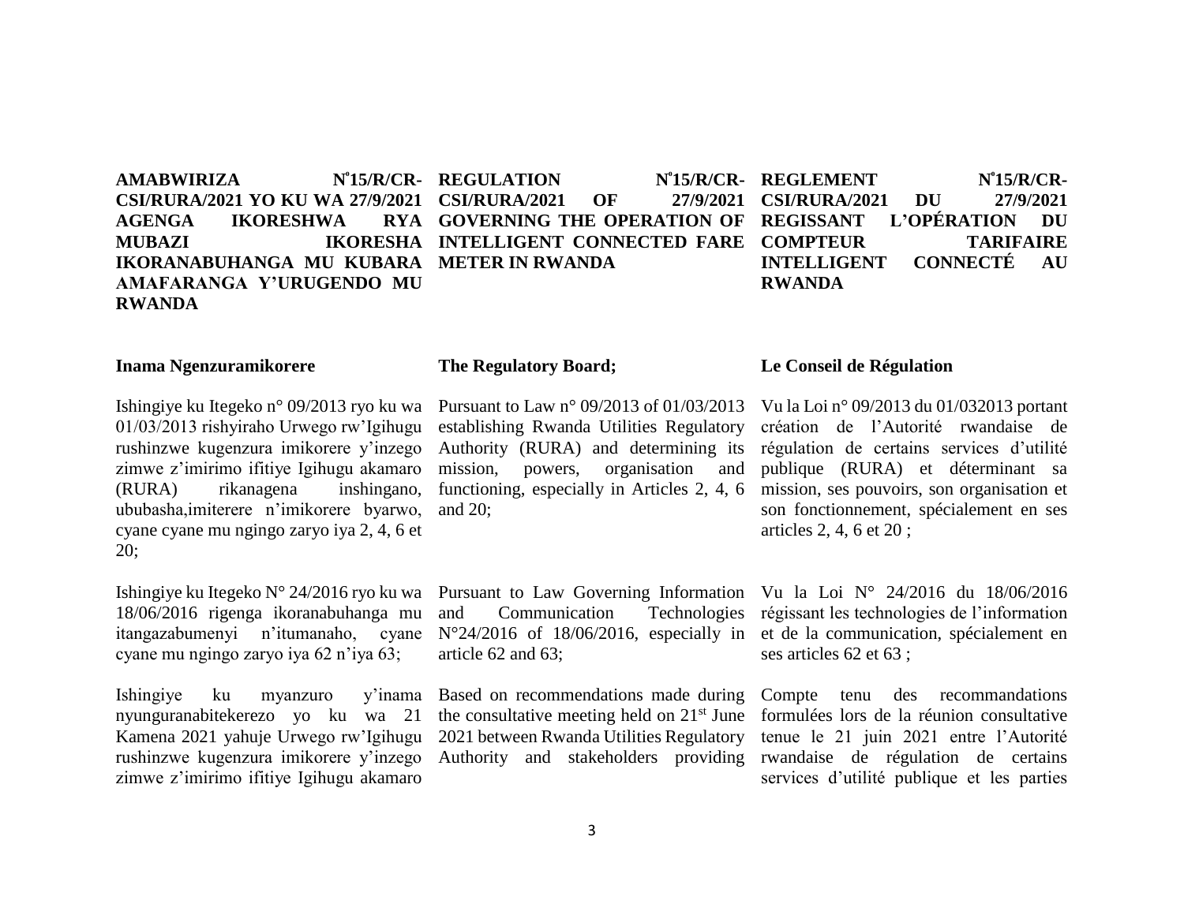**AMABWIRIZA N°15/R/CR-CSI/RURA/2021 YO KU WA 27/9/2021 AGENGA IKORESHWA RYA MUBAZI IKORESHA IKORANABUHANGA MU KUBARA AMAFARANGA Y'URUGENDO MU RWANDA**

**Inama Ngenzuramikorere**

Ishingiye ku Itegeko n° 09/2013 ryo ku wa 01/03/2013 rishyiraho Urwego rw'Igihugu rushinzwe kugenzura imikorere y'inzego zimwe z'imirimo ifitiye Igihugu akamaro (RURA) rikanagena inshingano, ububasha,imiterere n'imikorere byarwo, cyane cyane mu ngingo zaryo iya 2, 4, 6 et 20;

Ishingiye ku Itegeko N° 24/2016 ryo ku wa 18/06/2016 rigenga ikoranabuhanga mu itangazabumenyi n'itumanaho, cyane cyane mu ngingo zaryo iya 62 n'iya 63;

Ishingiye ku myanzuro y'inama nyunguranabitekerezo yo ku wa 21 Kamena 2021 yahuje Urwego rw'Igihugu rushinzwe kugenzura imikorere y'inzego zimwe z'imirimo ifitiye Igihugu akamaro

**REGULATION N°15/R/CR-CSI/RURA/2021 OF 27/9/2021 GOVERNING THE OPERATION OF INTELLIGENT CONNECTED FARE METER IN RWANDA**

**The Regulatory Board;**

Pursuant to Law n° 09/2013 of 01/03/2013 establishing Rwanda Utilities Regulatory Authority (RURA) and determining its mission, powers, organisation and functioning, especially in Articles 2, 4, 6 and 20;

Pursuant to Law Governing Information and Communication Technologies N°24/2016 of 18/06/2016, especially in article 62 and 63;

Based on recommendations made during the consultative meeting held on 21st June 2021 between Rwanda Utilities Regulatory Authority and stakeholders providing

**REGLEMENT N°15/R/CR-CSI/RURA/2021 DU 27/9/2021 REGISSANT L'OPÉRATION DU COMPTEUR TARIFAIRE INTELLIGENT CONNECTÉ AU RWANDA**

**Le Conseil de Régulation**

Vu la Loi n° 09/2013 du 01/032013 portant création de l'Autorité rwandaise de régulation de certains services d'utilité publique (RURA) et déterminant sa mission, ses pouvoirs, son organisation et son fonctionnement, spécialement en ses articles 2, 4, 6 et 20 ;

Vu la Loi N° 24/2016 du 18/06/2016 régissant les technologies de l'information et de la communication, spécialement en ses articles 62 et 63 ;

Compte tenu des recommandations formulées lors de la réunion consultative tenue le 21 juin 2021 entre l'Autorité rwandaise de régulation de certains services d'utilité publique et les parties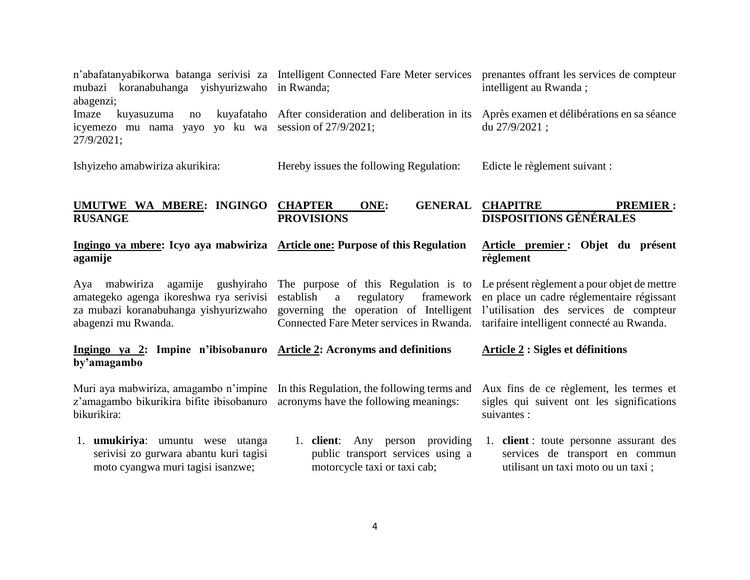n'abafatanyabikorwa batanga serivisi za mubazi koranabuhanga yishyurizwaho abagenzi;

Imaze kuyasuzuma no kuyafataho icyemezo mu nama yayo yo ku wa 27/9/2021;

Ishyizeho amabwiriza akurikira:

## UMUTWE WA MBERE: INGINGO RUSANGE

### Ingingo ya mbere: Icyo aya mabwiriza agamije

Aya mabwiriza agamije gushyiraho amategeko agenga ikoreshwa rya serivisi za mubazi koranabuhanga yishyurizwaho abagenzi mu Rwanda.

### Ingingo ya 2: Impine n'ibisobanuro by'amagambo

Muri aya mabwiriza, amagambo n'impine z'amagambo bikurikira bifite ibisobanuro bikurikira:

1. **umukiriya**: umuntu wese utanga serivisi zo gurwara abantu kuri tagisi moto cyangwa muri tagisi isanzwe;

---

Intelligent Connected Fare Meter services in Rwanda;

After consideration and deliberation in its session of 27/9/2021;

Hereby issues the following Regulation:

## CHAPTER ONE: GENERAL PROVISIONS

### Article one: Purpose of this Regulation

The purpose of this Regulation is to establish a regulatory framework governing the operation of Intelligent Connected Fare Meter services in Rwanda.

### Article 2: Acronyms and definitions

In this Regulation, the following terms and acronyms have the following meanings:

1. **client**: Any person providing public transport services using a motorcycle taxi or taxi cab;

---

prenantes offrant les services de compteur intelligent au Rwanda ;

Après examen et délibérations en sa séance du 27/9/2021 ;

Edicte le règlement suivant :

## CHAPITRE PREMIER : DISPOSITIONS GÉNÉRALES

### Article premier : Objet du présent règlement

Le présent règlement a pour objet de mettre en place un cadre réglementaire régissant l'utilisation des services de compteur tarifaire intelligent connecté au Rwanda.

### Article 2 : Sigles et définitions

Aux fins de ce règlement, les termes et sigles qui suivent ont les significations suivantes :

1. **client** : toute personne assurant des services de transport en commun utilisant un taxi moto ou un taxi ;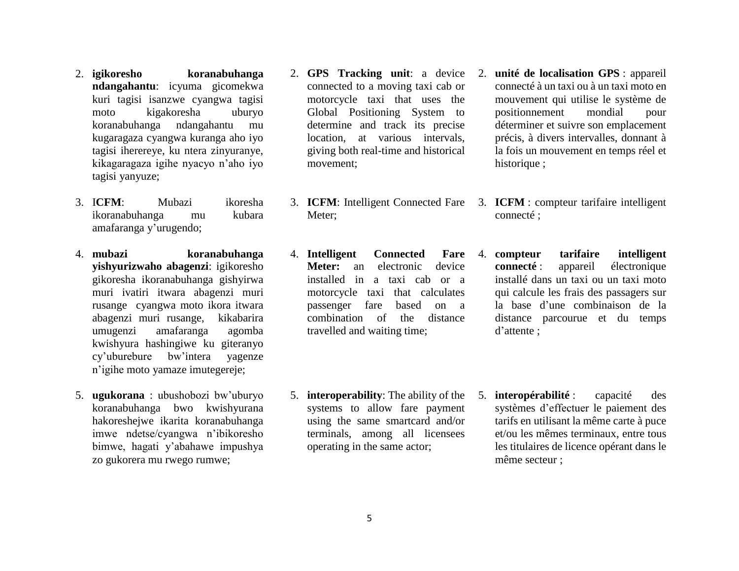2. **igikoresho koranabuhanga ndangahantu**: icyuma gicomekwa kuri tagisi isanzwe cyangwa tagisi moto kigakoresha uburyo koranabuhanga ndangahantu mu kugaragaza cyangwa kuranga aho iyo tagisi iherereye, ku ntera zinyuranye, kikagaragaza igihe nyacyo n'aho iyo tagisi yanyuze;

3. I**CFM**: Mubazi ikoresha ikoranabuhanga mu kubara amafaranga y'urugendo;

4. **mubazi koranabuhanga yishyurizwaho abagenzi**: igikoresho gikoresha ikoranabuhanga gishyirwa muri ivatiri itwara abagenzi muri rusange cyangwa moto ikora itwara abagenzi muri rusange, kikabarira umugenzi amafaranga agomba kwishyura hashingiwe ku giteranyo cy'uburebure bw'intera yagenze n'igihe moto yamaze imutegereje;

5. **ugukorana** : ubushobozi bw'uburyo koranabuhanga bwo kwishyurana hakoreshejwe ikarita koranabuhanga imwe ndetse/cyangwa n'ibikoresho bimwe, hagati y'abahawe impushya zo gukorera mu rwego rumwe;

2. **GPS Tracking unit**: a device connected to a moving taxi cab or motorcycle taxi that uses the Global Positioning System to determine and track its precise location, at various intervals, giving both real-time and historical movement;

3. **ICFM**: Intelligent Connected Fare Meter;

4. **Intelligent Connected Fare Meter:** an electronic device installed in a taxi cab or a motorcycle taxi that calculates passenger fare based on a combination of the distance travelled and waiting time;

5. **interoperability**: The ability of the systems to allow fare payment using the same smartcard and/or terminals, among all licensees operating in the same actor;

2. **unité de localisation GPS** : appareil connecté à un taxi ou à un taxi moto en mouvement qui utilise le système de positionnement mondial pour déterminer et suivre son emplacement précis, à divers intervalles, donnant à la fois un mouvement en temps réel et historique ;

3. **ICFM** : compteur tarifaire intelligent connecté ;

4. **compteur tarifaire intelligent connecté** : appareil électronique installé dans un taxi ou un taxi moto qui calcule les frais des passagers sur la base d'une combinaison de la distance parcourue et du temps d'attente ;

5. **interopérabilité** : capacité des systèmes d'effectuer le paiement des tarifs en utilisant la même carte à puce et/ou les mêmes terminaux, entre tous les titulaires de licence opérant dans le même secteur ;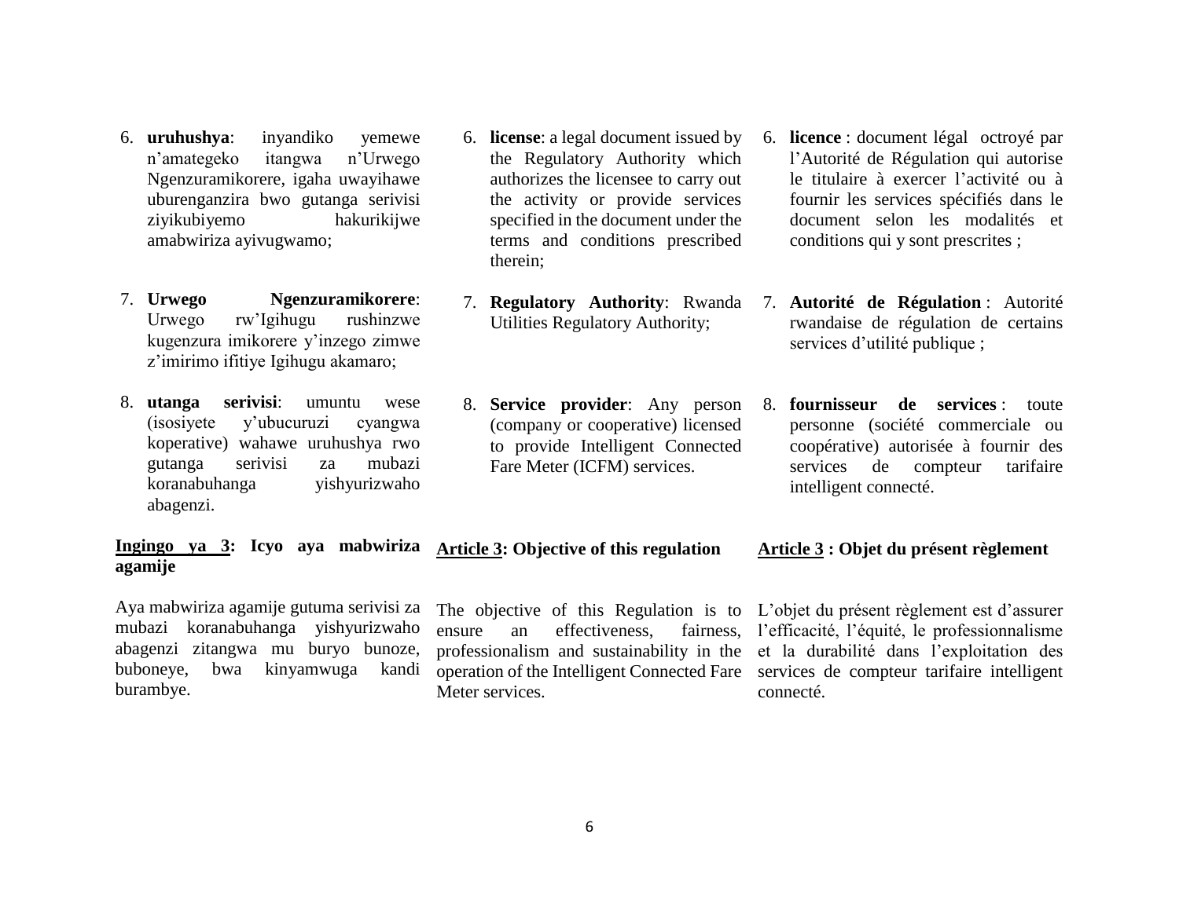6. **uruhushya**: inyandiko yemewe n'amategeko itangwa n'Urwego Ngenzuramikorere, igaha uwayihawe uburenganzira bwo gutanga serivisi ziyikubiyemo hakurikijwe amabwiriza ayivugwamo;

7. **Urwego Ngenzuramikorere**: Urwego rw'Igihugu rushinzwe kugenzura imikorere y'inzego zimwe z'imirimo ifitiye Igihugu akamaro;

8. **utanga serivisi**: umuntu wese (isosiyete y'ubucuruzi cyangwa koperative) wahawe uruhushya rwo gutanga serivisi za mubazi koranabuhanga yishyurizwaho abagenzi.

## **Ingingo ya 3**: Icyo aya mabwiriza agamije

Aya mabwiriza agamije gutuma serivisi za mubazi koranabuhanga yishyurizwaho abagenzi zitangwa mu buryo bunoze, buboneye, bwa kinyamwuga kandi burambye.

6. **license**: a legal document issued by the Regulatory Authority which authorizes the licensee to carry out the activity or provide services specified in the document under the terms and conditions prescribed therein;

7. **Regulatory Authority**: Rwanda Utilities Regulatory Authority;

8. **Service provider**: Any person (company or cooperative) licensed to provide Intelligent Connected Fare Meter (ICFM) services.

## **Article 3**: Objective of this regulation

The objective of this Regulation is to ensure an effectiveness, fairness, professionalism and sustainability in the operation of the Intelligent Connected Fare Meter services.

6. **licence** : document légal octroyé par l'Autorité de Régulation qui autorise le titulaire à exercer l'activité ou à fournir les services spécifiés dans le document selon les modalités et conditions qui y sont prescrites ;

7. **Autorité de Régulation** : Autorité rwandaise de régulation de certains services d'utilité publique ;

8. **fournisseur de services** : toute personne (société commerciale ou coopérative) autorisée à fournir des services de compteur tarifaire intelligent connecté.

## **Article 3** : Objet du présent règlement

L'objet du présent règlement est d'assurer l'efficacité, l'équité, le professionnalisme et la durabilité dans l'exploitation des services de compteur tarifaire intelligent connecté.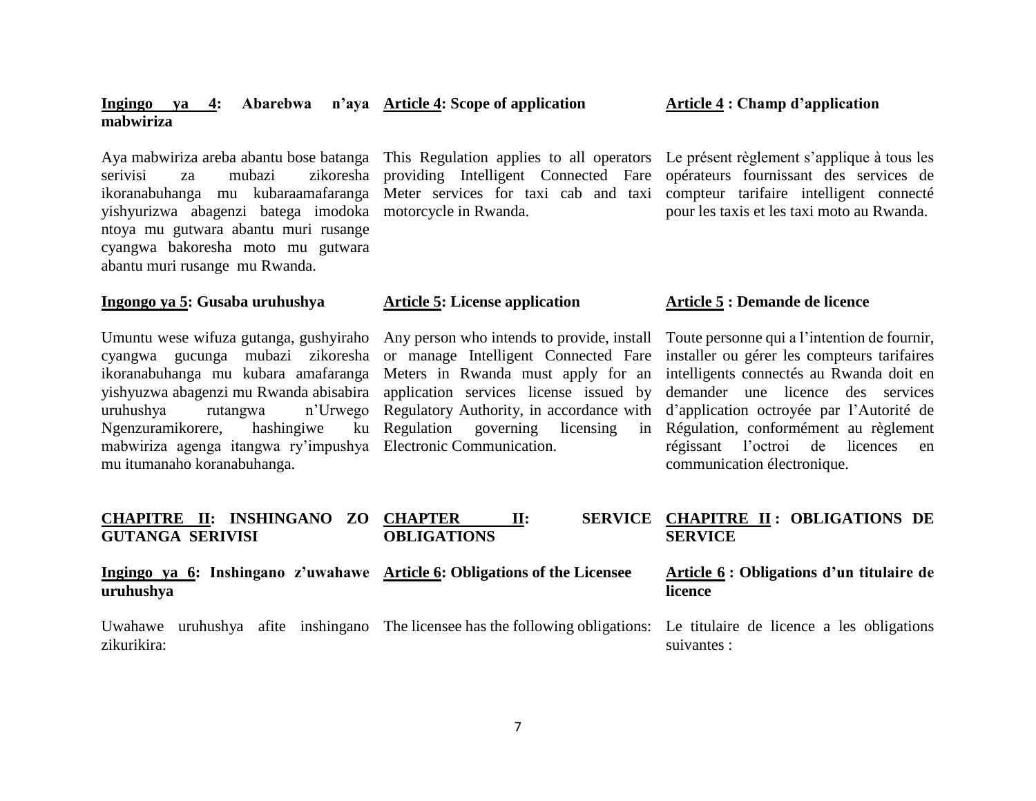**Ingingo ya 4: Abarebwa n'aya mabwiriza**

Aya mabwiriza areba abantu bose batanga serivisi za mubazi zikoresha ikoranabuhanga mu kubaraamafaranga yishyurizwa abagenzi batega imodoka ntoya mu gutwara abantu muri rusange cyangwa bakoresha moto mu gutwara abantu muri rusange mu Rwanda.

**Ingongo ya 5: Gusaba uruhushya**

Umuntu wese wifuza gutanga, gushyiraho cyangwa gucunga mubazi zikoresha ikoranabuhanga mu kubara amafaranga yishyuzwa abagenzi mu Rwanda abisabira uruhushya rutangwa n'Urwego Ngenzuramikorere, hashingiwe ku mabwiriza agenga itangwa ry'impushya mu itumanaho koranabuhanga.

**CHAPITRE II: INSHINGANO ZO GUTANGA SERIVISI**

**Ingingo ya 6: Inshingano z'uwahawe uruhushya**

Uwahawe uruhushya afite inshingano zikurikira:

**Article 4: Scope of application**

This Regulation applies to all operators providing Intelligent Connected Fare Meter services for taxi cab and taxi motorcycle in Rwanda.

**Article 5: License application**

Any person who intends to provide, install or manage Intelligent Connected Fare Meters in Rwanda must apply for an application services license issued by Regulatory Authority, in accordance with Regulation governing licensing in Electronic Communication.

**CHAPTER II: SERVICE OBLIGATIONS**

**Article 6: Obligations of the Licensee**

The licensee has the following obligations:

**Article 4 : Champ d'application**

Le présent règlement s'applique à tous les opérateurs fournissant des services de compteur tarifaire intelligent connecté pour les taxis et les taxi moto au Rwanda.

**Article 5 : Demande de licence**

Toute personne qui a l'intention de fournir, installer ou gérer les compteurs tarifaires intelligents connectés au Rwanda doit en demander une licence des services d'application octroyée par l'Autorité de Régulation, conformément au règlement régissant l'octroi de licences en communication électronique.

**CHAPITRE II : OBLIGATIONS DE SERVICE**

**Article 6 : Obligations d'un titulaire de licence**

Le titulaire de licence a les obligations suivantes :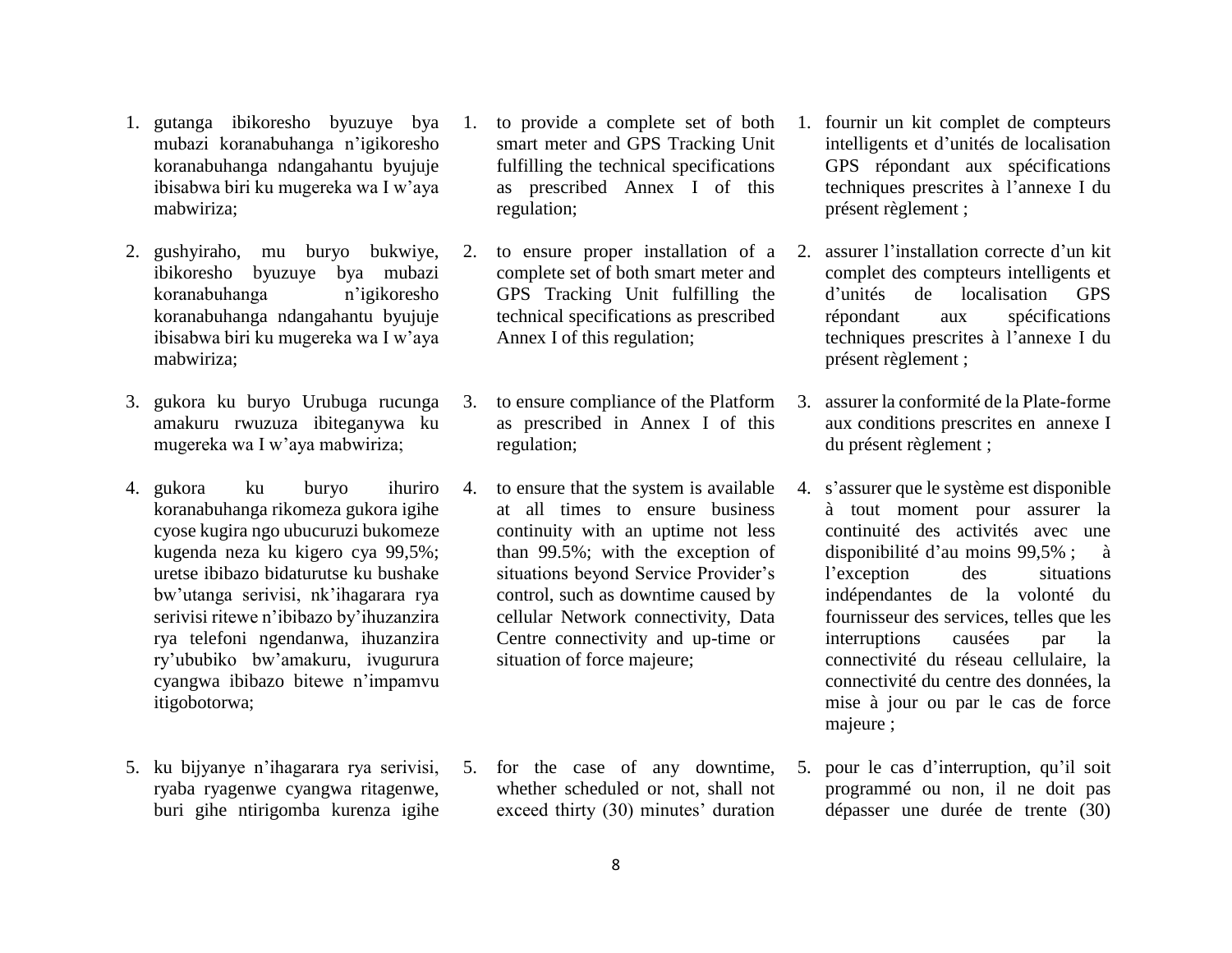1. gutanga ibikoresho byuzuye bya mubazi koranabuhanga n'igikoresho koranabuhanga ndangahantu byujuje ibisabwa biri ku mugereka wa I w'aya mabwiriza;

2. gushyiraho, mu buryo bukwiye, ibikoresho byuzuye bya mubazi koranabuhanga n'igikoresho koranabuhanga ndangahantu byujuje ibisabwa biri ku mugereka wa I w'aya mabwiriza;

3. gukora ku buryo Urubuga rucunga amakuru rwuzuza ibiteganywa ku mugereka wa I w'aya mabwiriza;

4. gukora ku buryo ihuriro koranabuhanga rikomeza gukora igihe cyose kugira ngo ubucuruzi bukomeze kugenda neza ku kigero cya 99,5%; uretse ibibazo bidaturutse ku bushake bw'utanga serivisi, nk'ihagarara rya serivisi ritewe n'ibibazo by'ihuzanzira rya telefoni ngendanwa, ihuzanzira ry'ububiko bw'amakuru, ivugurura cyangwa ibibazo bitewe n'impamvu itigobotorwa;

5. ku bijyanye n'ihagarara rya serivisi, ryaba ryagenwe cyangwa ritagenwe, buri gihe ntirigomba kurenza igihe

1. to provide a complete set of both smart meter and GPS Tracking Unit fulfilling the technical specifications as prescribed Annex I of this regulation;

2. to ensure proper installation of a complete set of both smart meter and GPS Tracking Unit fulfilling the technical specifications as prescribed Annex I of this regulation;

3. to ensure compliance of the Platform as prescribed in Annex I of this regulation;

4. to ensure that the system is available at all times to ensure business continuity with an uptime not less than 99.5%; with the exception of situations beyond Service Provider's control, such as downtime caused by cellular Network connectivity, Data Centre connectivity and up-time or situation of force majeure;

5. for the case of any downtime, whether scheduled or not, shall not exceed thirty (30) minutes' duration

1. fournir un kit complet de compteurs intelligents et d'unités de localisation GPS répondant aux spécifications techniques prescrites à l'annexe I du présent règlement ;

2. assurer l'installation correcte d'un kit complet des compteurs intelligents et d'unités de localisation GPS répondant aux spécifications techniques prescrites à l'annexe I du présent règlement ;

3. assurer la conformité de la Plate-forme aux conditions prescrites en annexe I du présent règlement ;

4. s'assurer que le système est disponible à tout moment pour assurer la continuité des activités avec une disponibilité d'au moins 99,5% ; à l'exception des situations indépendantes de la volonté du fournisseur des services, telles que les interruptions causées par la connectivité du réseau cellulaire, la connectivité du centre des données, la mise à jour ou par le cas de force majeure ;

5. pour le cas d'interruption, qu'il soit programmé ou non, il ne doit pas dépasser une durée de trente (30)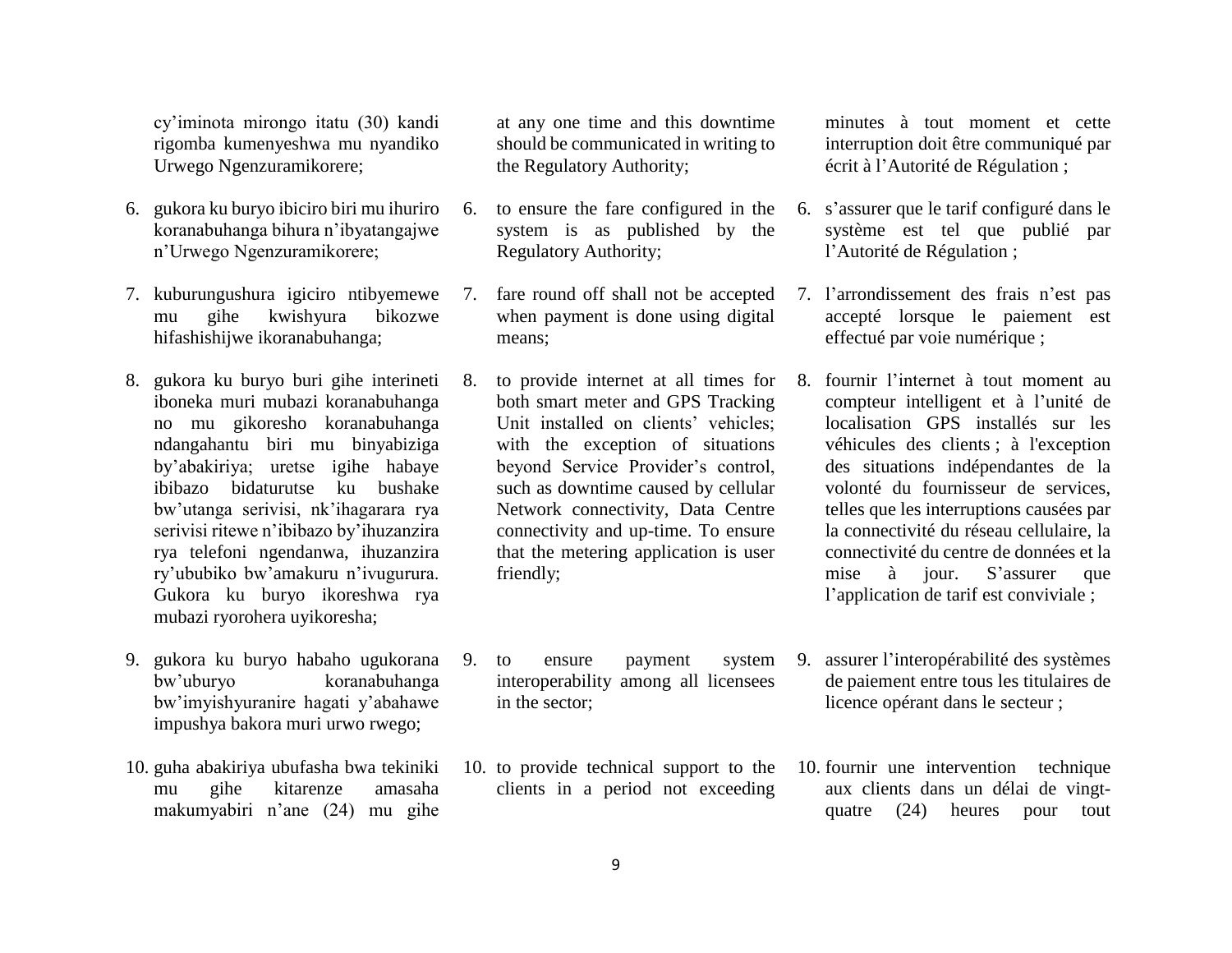cy'iminota mirongo itatu (30) kandi rigomba kumenyeshwa mu nyandiko Urwego Ngenzuramikorere;

6. gukora ku buryo ibiciro biri mu ihuriro koranabuhanga bihura n'ibyatangajwe n'Urwego Ngenzuramikorere;

7. kuburungushura igiciro ntibyemewe mu gihe kwishyura bikozwe hifashishijwe ikoranabuhanga;

8. gukora ku buryo buri gihe interineti iboneka muri mubazi koranabuhanga no mu gikoresho koranabuhanga ndangahantu biri mu binyabiziga by'abakiriya; uretse igihe habaye ibibazo bidaturutse ku bushake bw'utanga serivisi, nk'ihagarara rya serivisi ritewe n'ibibazo by'ihuzanzira rya telefoni ngendanwa, ihuzanzira ry'ububiko bw'amakuru n'ivugurura. Gukora ku buryo ikoreshwa rya mubazi ryorohera uyikoresha;

9. gukora ku buryo habaho ugukorana bw'uburyo koranabuhanga bw'imyishyuranire hagati y'abahawe impushya bakora muri urwo rwego;

10. guha abakiriya ubufasha bwa tekiniki mu gihe kitarenze amasaha makumyabiri n'ane (24) mu gihe

at any one time and this downtime should be communicated in writing to the Regulatory Authority;

6. to ensure the fare configured in the system is as published by the Regulatory Authority;

7. fare round off shall not be accepted when payment is done using digital means;

8. to provide internet at all times for both smart meter and GPS Tracking Unit installed on clients' vehicles; with the exception of situations beyond Service Provider's control, such as downtime caused by cellular Network connectivity, Data Centre connectivity and up-time. To ensure that the metering application is user friendly;

9. to ensure payment system interoperability among all licensees in the sector;

10. to provide technical support to the clients in a period not exceeding

minutes à tout moment et cette interruption doit être communiqué par écrit à l'Autorité de Régulation ;

6. s'assurer que le tarif configuré dans le système est tel que publié par l'Autorité de Régulation ;

7. l'arrondissement des frais n'est pas accepté lorsque le paiement est effectué par voie numérique ;

8. fournir l'internet à tout moment au compteur intelligent et à l'unité de localisation GPS installés sur les véhicules des clients ; à l'exception des situations indépendantes de la volonté du fournisseur de services, telles que les interruptions causées par la connectivité du réseau cellulaire, la connectivité du centre de données et la mise à jour. S'assurer que l'application de tarif est conviviale ;

9. assurer l'interopérabilité des systèmes de paiement entre tous les titulaires de licence opérant dans le secteur ;

10. fournir une intervention technique aux clients dans un délai de vingt-quatre (24) heures pour tout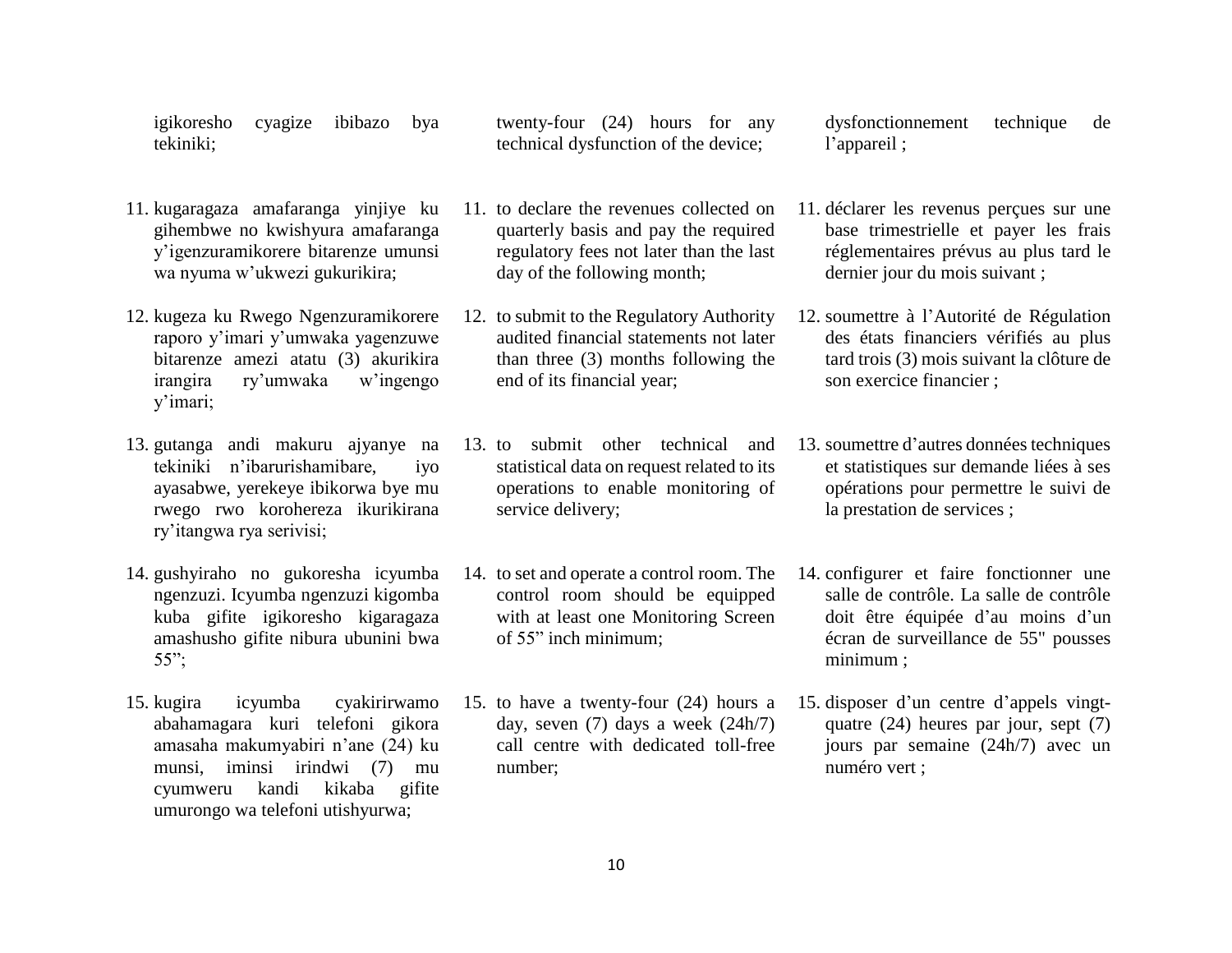igikoresho cyagize ibibazo bya tekiniki;

11. kugaragaza amafaranga yinjiye ku gihembwe no kwishyura amafaranga y'igenzuramikorere bitarenze umunsi wa nyuma w'ukwezi gukurikira;

12. kugeza ku Rwego Ngenzuramikorere raporo y'imari y'umwaka yagenzuwe bitarenze amezi atatu (3) akurikira irangira ry'umwaka w'ingengo y'imari;

13. gutanga andi makuru ajyanye na tekiniki n'ibarurishamibare, iyo ayasabwe, yerekeye ibikorwa bye mu rwego rwo korohereza ikurikirana ry'itangwa rya serivisi;

14. gushyiraho no gukoresha icyumba ngenzuzi. Icyumba ngenzuzi kigomba kuba gifite igikoresho kigaragaza amashusho gifite nibura ubunini bwa 55";

15. kugira icyumba cyakirirwamo abahamagara kuri telefoni gikora amasaha makumyabiri n'ane (24) ku munsi, iminsi irindwi (7) mu cyumweru kandi kikaba gifite umurongo wa telefoni utishyurwa;

twenty-four (24) hours for any technical dysfunction of the device;

11. to declare the revenues collected on quarterly basis and pay the required regulatory fees not later than the last day of the following month;

12. to submit to the Regulatory Authority audited financial statements not later than three (3) months following the end of its financial year;

13. to submit other technical and statistical data on request related to its operations to enable monitoring of service delivery;

14. to set and operate a control room. The control room should be equipped with at least one Monitoring Screen of 55" inch minimum;

15. to have a twenty-four (24) hours a day, seven (7) days a week (24h/7) call centre with dedicated toll-free number;

dysfonctionnement technique de l'appareil ;

11. déclarer les revenus perçues sur une base trimestrielle et payer les frais réglementaires prévus au plus tard le dernier jour du mois suivant ;

12. soumettre à l'Autorité de Régulation des états financiers vérifiés au plus tard trois (3) mois suivant la clôture de son exercice financier ;

13. soumettre d'autres données techniques et statistiques sur demande liées à ses opérations pour permettre le suivi de la prestation de services ;

14. configurer et faire fonctionner une salle de contrôle. La salle de contrôle doit être équipée d'au moins d'un écran de surveillance de 55" pousses minimum ;

15. disposer d'un centre d'appels vingt-quatre (24) heures par jour, sept (7) jours par semaine (24h/7) avec un numéro vert ;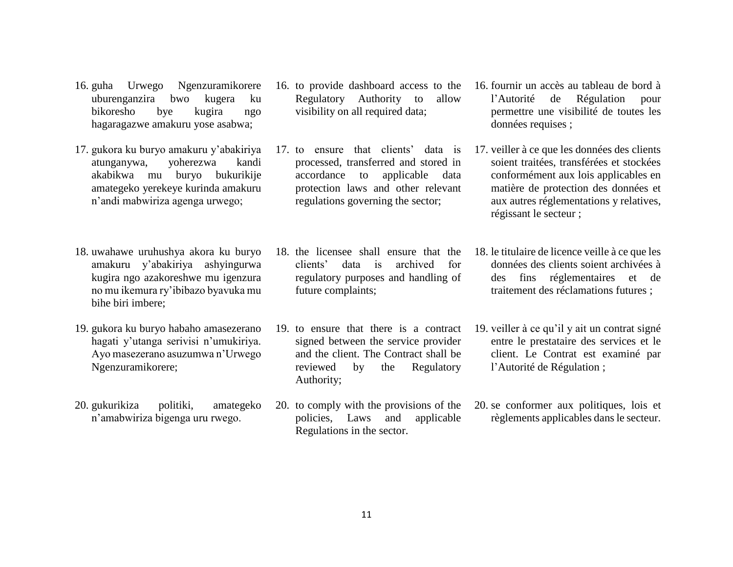16. guha Urwego Ngenzuramikorere uburenganzira bwo kugera ku bikoresho bye kugira ngo hagaragazwe amakuru yose asabwa;

17. gukora ku buryo amakuru y'abakiriya atunganywa, yoherezwa kandi akabikwa mu buryo bukurikije amategeko yerekeye kurinda amakuru n'andi mabwiriza agenga urwego;

18. uwahawe uruhushya akora ku buryo amakuru y'abakiriya ashyingurwa kugira ngo azakoreshwe mu igenzura no mu ikemura ry'ibibazo byavuka mu bihe biri imbere;

19. gukora ku buryo habaho amasezerano hagati y'utanga serivisi n'umukiriya. Ayo masezerano asuzumwa n'Urwego Ngenzuramikorere;

20. gukurikiza politiki, amategeko n'amabwiriza bigenga uru rwego.

16. to provide dashboard access to the Regulatory Authority to allow visibility on all required data;

17. to ensure that clients' data is processed, transferred and stored in accordance to applicable data protection laws and other relevant regulations governing the sector;

18. the licensee shall ensure that the clients' data is archived for regulatory purposes and handling of future complaints;

19. to ensure that there is a contract signed between the service provider and the client. The Contract shall be reviewed by the Regulatory Authority;

20. to comply with the provisions of the policies, Laws and applicable Regulations in the sector.

16. fournir un accès au tableau de bord à l'Autorité de Régulation pour permettre une visibilité de toutes les données requises ;

17. veiller à ce que les données des clients soient traitées, transférées et stockées conformément aux lois applicables en matière de protection des données et aux autres réglementations y relatives, régissant le secteur ;

18. le titulaire de licence veille à ce que les données des clients soient archivées à des fins réglementaires et de traitement des réclamations futures ;

19. veiller à ce qu'il y ait un contrat signé entre le prestataire des services et le client. Le Contrat est examiné par l'Autorité de Régulation ;

20. se conformer aux politiques, lois et règlements applicables dans le secteur.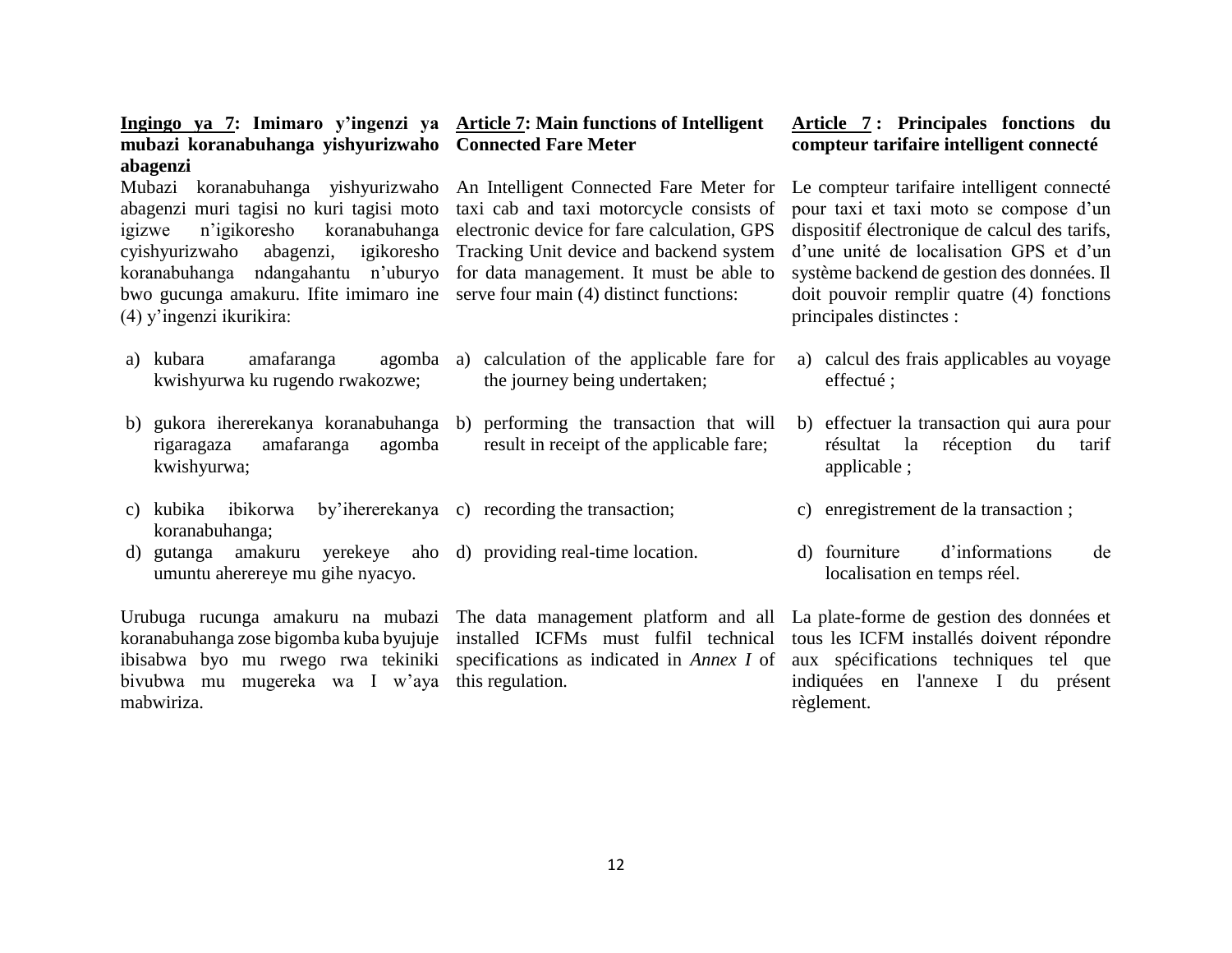**Ingingo ya 7: Imimaro y'ingenzi ya mubazi koranabuhanga yishyurizwaho abagenzi**

Mubazi koranabuhanga yishyurizwaho abagenzi muri tagisi no kuri tagisi moto igizwe n'igikoresho koranabuhanga cyishyurizwaho abagenzi, igikoresho koranabuhanga ndangahantu n'uburyo bwo gucunga amakuru. Ifite imimaro ine (4) y'ingenzi ikurikira:

a) kubara amafaranga agomba kwishyurwa ku rugendo rwakozwe;

b) gukora ihererekanya koranabuhanga rigaragaza amafaranga agomba kwishyurwa;

c) kubika ibikorwa by'ihererekanya koranabuhanga;

d) gutanga amakuru yerekeye aho umuntu aherereye mu gihe nyacyo.

Urubuga rucunga amakuru na mubazi koranabuhanga zose bigomba kuba byujuje ibisabwa byo mu rwego rwa tekiniki bivubwa mu mugereka wa I w'aya mabwiriza.

**Article 7: Main functions of Intelligent Connected Fare Meter**

An Intelligent Connected Fare Meter for taxi cab and taxi motorcycle consists of electronic device for fare calculation, GPS Tracking Unit device and backend system for data management. It must be able to serve four main (4) distinct functions:

a) calculation of the applicable fare for the journey being undertaken;

b) performing the transaction that will result in receipt of the applicable fare;

c) recording the transaction;

d) providing real-time location.

The data management platform and all installed ICFMs must fulfil technical specifications as indicated in *Annex I* of this regulation.

**Article 7 : Principales fonctions du compteur tarifaire intelligent connecté**

Le compteur tarifaire intelligent connecté pour taxi et taxi moto se compose d'un dispositif électronique de calcul des tarifs, d'une unité de localisation GPS et d'un système backend de gestion des données. Il doit pouvoir remplir quatre (4) fonctions principales distinctes :

a) calcul des frais applicables au voyage effectué ;

b) effectuer la transaction qui aura pour résultat la réception du tarif applicable ;

c) enregistrement de la transaction ;

d) fourniture d'informations de localisation en temps réel.

La plate-forme de gestion des données et tous les ICFM installés doivent répondre aux spécifications techniques tel que indiquées en l'annexe I du présent règlement.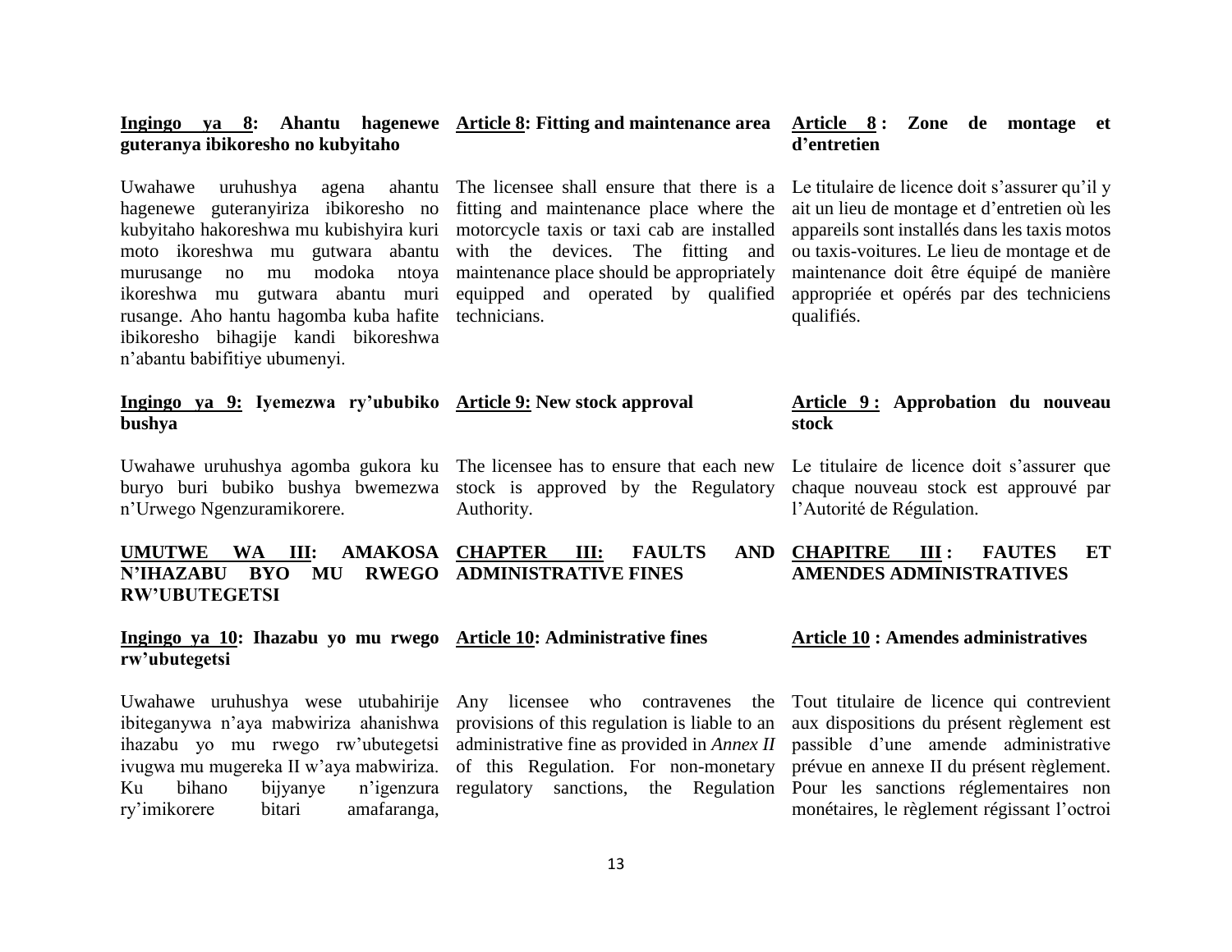**Ingingo ya 8: Ahantu hagenewe guteranya ibikoresho no kubyitaho**

Uwahawe uruhushya agena ahantu hagenewe guteranyiriza ibikoresho no kubyitaho hakoreshwa mu kubishyira kuri moto ikoreshwa mu gutwara abantu murusange no mu modoka ntoya ikoreshwa mu gutwara abantu muri rusange. Aho hantu hagomba kuba hafite ibikoresho bihagije kandi bikoreshwa n'abantu babifitiye ubumenyi.

**Ingingo ya 9: Iyemezwa ry'ububiko bushya**

Uwahawe uruhushya agomba gukora ku buryo buri bubiko bushya bwemezwa n'Urwego Ngenzuramikorere.

**UMUTWE WA III: AMAKOSA N'IHAZABU BYO MU RWEGO RW'UBUTEGETSI**

**Ingingo ya 10: Ihazabu yo mu rwego rw'ubutegetsi**

Uwahawe uruhushya wese utubahirije ibiteganywa n'aya mabwiriza ahanishwa ihazabu yo mu rwego rw'ubutegetsi ivugwa mu mugereka II w'aya mabwiriza. Ku bihano bijyanye n'igenzura ry'imikorere bitari amafaranga,

**Article 8: Fitting and maintenance area**

The licensee shall ensure that there is a fitting and maintenance place where the motorcycle taxis or taxi cab are installed with the devices. The fitting and maintenance place should be appropriately equipped and operated by qualified technicians.

**Article 9: New stock approval**

The licensee has to ensure that each new stock is approved by the Regulatory Authority.

**CHAPTER III: FAULTS AND ADMINISTRATIVE FINES**

**Article 10: Administrative fines**

Any licensee who contravenes the provisions of this regulation is liable to an administrative fine as provided in *Annex II* of this Regulation. For non-monetary regulatory sanctions, the Regulation

**Article 8 : Zone de montage et d'entretien**

Le titulaire de licence doit s'assurer qu'il y ait un lieu de montage et d'entretien où les appareils sont installés dans les taxis motos ou taxis-voitures. Le lieu de montage et de maintenance doit être équipé de manière appropriée et opérés par des techniciens qualifiés.

**Article 9 : Approbation du nouveau stock**

Le titulaire de licence doit s'assurer que chaque nouveau stock est approuvé par l'Autorité de Régulation.

**CHAPITRE III : FAUTES ET AMENDES ADMINISTRATIVES**

**Article 10 : Amendes administratives**

Tout titulaire de licence qui contrevient aux dispositions du présent règlement est passible d'une amende administrative prévue en annexe II du présent règlement. Pour les sanctions réglementaires non monétaires, le règlement régissant l'octroi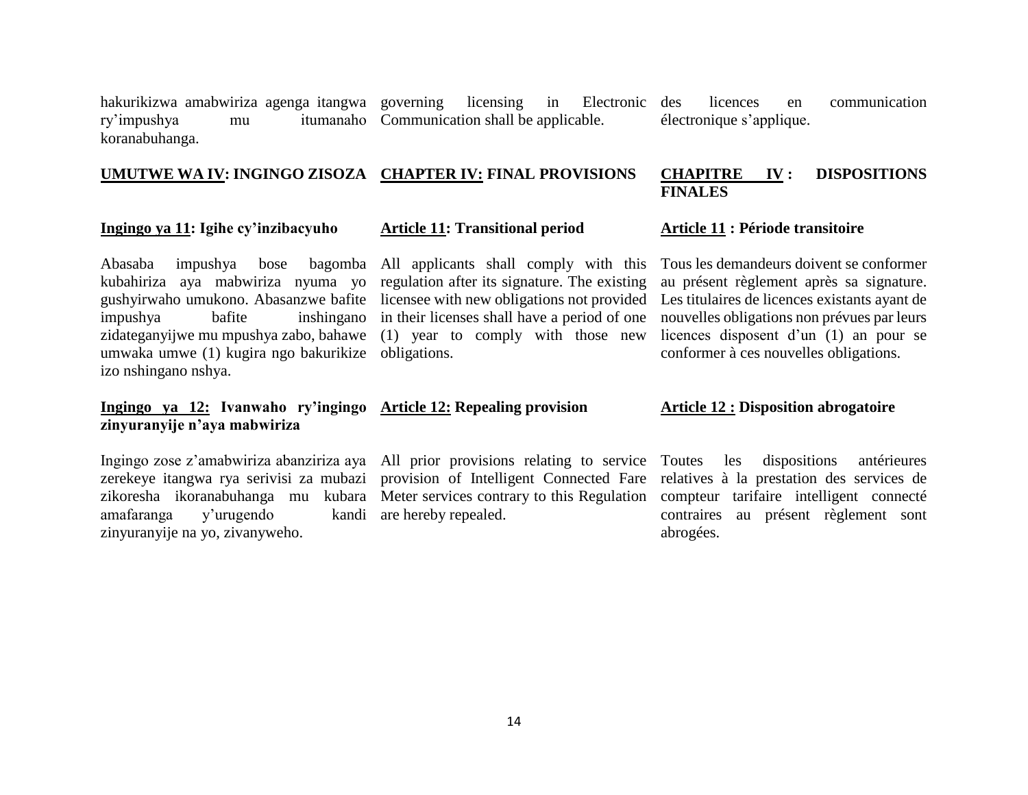hakurikizwa amabwiriza agenga itangwa ry'impushya mu itumanaho koranabuhanga.

governing licensing in Electronic Communication shall be applicable.

des licences en communication électronique s'applique.

## UMUTWE WA IV: INGINGO ZISOZA

## CHAPTER IV: FINAL PROVISIONS

## CHAPITRE IV : DISPOSITIONS FINALES

### Ingingo ya 11: Igihe cy'inzibacyuho

Abasaba impushya bose bagomba kubahiriza aya mabwiriza nyuma yo gushyirwaho umukono. Abasanzwe bafite impushya bafite inshingano zidateganyijwe mu mpushya zabo, bahawe umwaka umwe (1) kugira ngo bakurikize izo nshingano nshya.

### Article 11: Transitional period

All applicants shall comply with this regulation after its signature. The existing licensee with new obligations not provided in their licenses shall have a period of one (1) year to comply with those new obligations.

### Article 11 : Période transitoire

Tous les demandeurs doivent se conformer au présent règlement après sa signature. Les titulaires de licences existants ayant de nouvelles obligations non prévues par leurs licences disposent d'un (1) an pour se conformer à ces nouvelles obligations.

### Ingingo ya 12: Ivanwaho ry'ingingo zinyuranyije n'aya mabwiriza

Ingingo zose z'amabwiriza abanziriza aya zerekeye itangwa rya serivisi za mubazi zikoresha ikoranabuhanga mu kubara amafaranga y'urugendo kandi zinyuranyije na yo, zivanyweho.

### Article 12: Repealing provision

All prior provisions relating to service provision of Intelligent Connected Fare Meter services contrary to this Regulation are hereby repealed.

### Article 12 : Disposition abrogatoire

Toutes les dispositions antérieures relatives à la prestation des services de compteur tarifaire intelligent connecté contraires au présent règlement sont abrogées.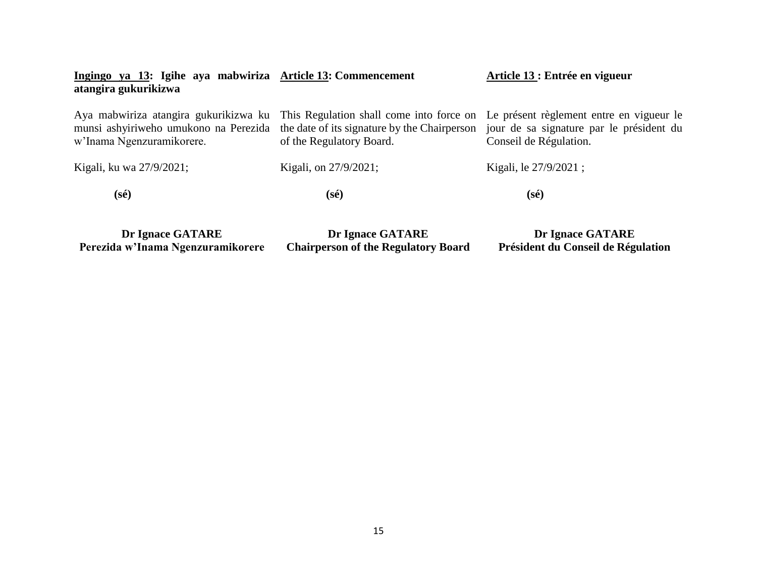**Ingingo ya 13: Igihe aya mabwiriza atangira gukurikizwa**

Aya mabwiriza atangira gukurikizwa ku munsi ashyiriweho umukono na Perezida w'Inama Ngenzuramikorere.

Kigali, ku wa 27/9/2021;

**(sé)**

**Dr Ignace GATARE**
**Perezida w'Inama Ngenzuramikorere**

**Article 13: Commencement**

This Regulation shall come into force on the date of its signature by the Chairperson of the Regulatory Board.

Kigali, on 27/9/2021;

**(sé)**

**Dr Ignace GATARE**
**Chairperson of the Regulatory Board**

**Article 13 : Entrée en vigueur**

Le présent règlement entre en vigueur le jour de sa signature par le président du Conseil de Régulation.

Kigali, le 27/9/2021 ;

**(sé)**

**Dr Ignace GATARE**
**Président du Conseil de Régulation**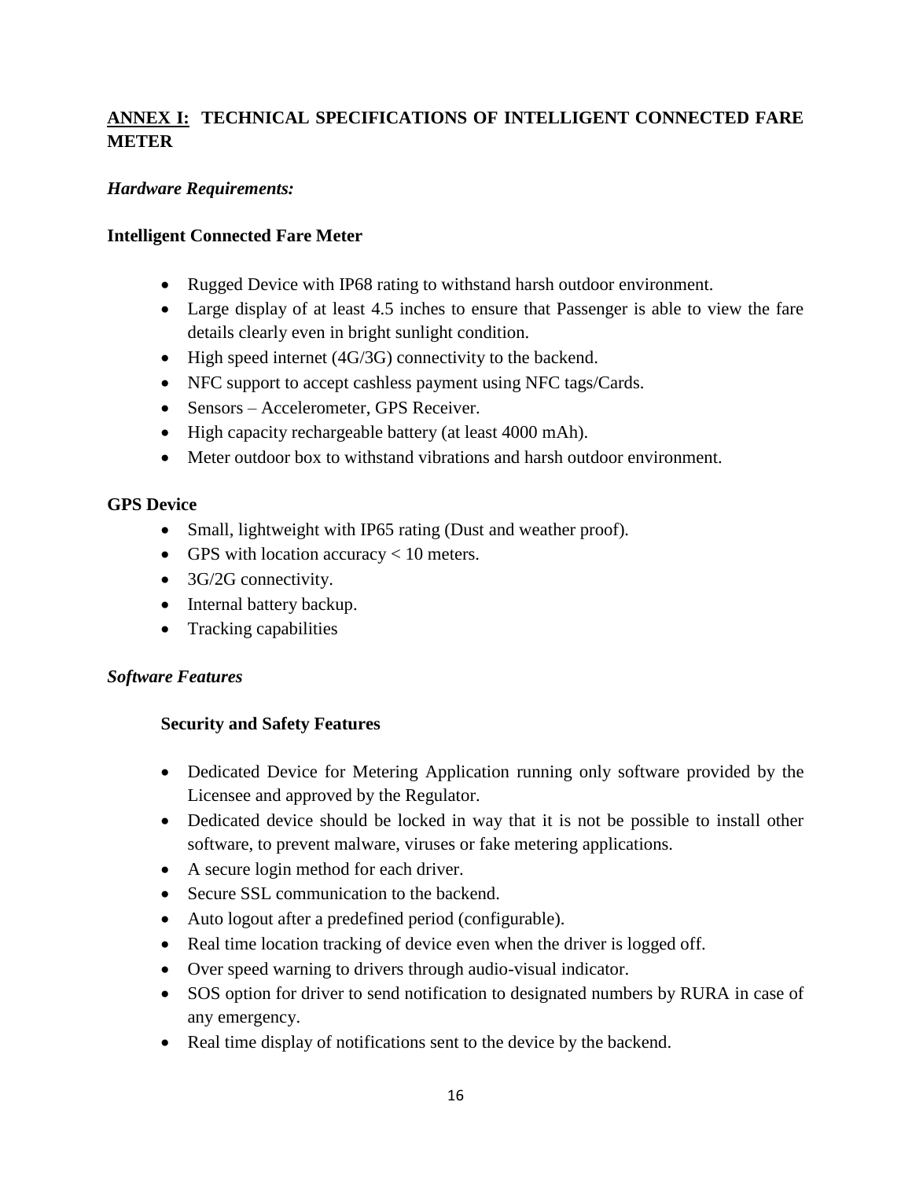## ANNEX I: TECHNICAL SPECIFICATIONS OF INTELLIGENT CONNECTED FARE METER

### *Hardware Requirements:*

**Intelligent Connected Fare Meter**

- Rugged Device with IP68 rating to withstand harsh outdoor environment.
- Large display of at least 4.5 inches to ensure that Passenger is able to view the fare details clearly even in bright sunlight condition.
- High speed internet (4G/3G) connectivity to the backend.
- NFC support to accept cashless payment using NFC tags/Cards.
- Sensors – Accelerometer, GPS Receiver.
- High capacity rechargeable battery (at least 4000 mAh).
- Meter outdoor box to withstand vibrations and harsh outdoor environment.

**GPS Device**

- Small, lightweight with IP65 rating (Dust and weather proof).
- GPS with location accuracy < 10 meters.
- 3G/2G connectivity.
- Internal battery backup.
- Tracking capabilities

### *Software Features*

**Security and Safety Features**

- Dedicated Device for Metering Application running only software provided by the Licensee and approved by the Regulator.
- Dedicated device should be locked in way that it is not be possible to install other software, to prevent malware, viruses or fake metering applications.
- A secure login method for each driver.
- Secure SSL communication to the backend.
- Auto logout after a predefined period (configurable).
- Real time location tracking of device even when the driver is logged off.
- Over speed warning to drivers through audio-visual indicator.
- SOS option for driver to send notification to designated numbers by RURA in case of any emergency.
- Real time display of notifications sent to the device by the backend.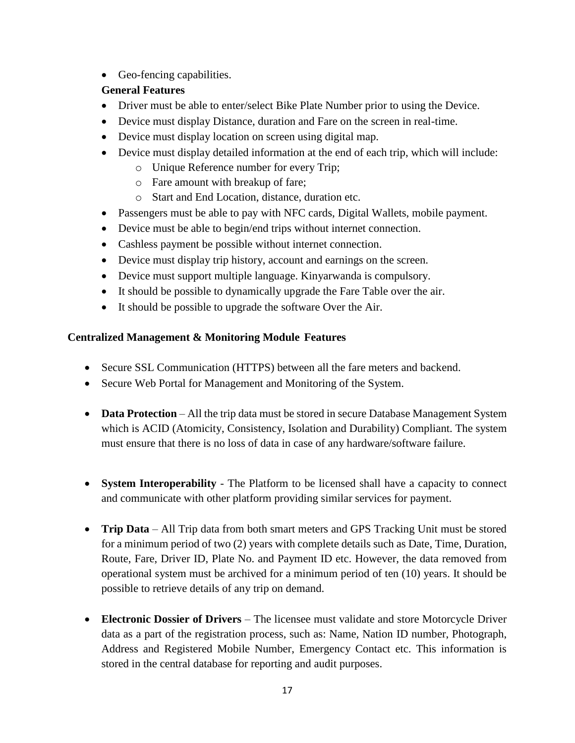- Geo-fencing capabilities.

**General Features**

- Driver must be able to enter/select Bike Plate Number prior to using the Device.
- Device must display Distance, duration and Fare on the screen in real-time.
- Device must display location on screen using digital map.
- Device must display detailed information at the end of each trip, which will include:
    - Unique Reference number for every Trip;
    - Fare amount with breakup of fare;
    - Start and End Location, distance, duration etc.
- Passengers must be able to pay with NFC cards, Digital Wallets, mobile payment.
- Device must be able to begin/end trips without internet connection.
- Cashless payment be possible without internet connection.
- Device must display trip history, account and earnings on the screen.
- Device must support multiple language. Kinyarwanda is compulsory.
- It should be possible to dynamically upgrade the Fare Table over the air.
- It should be possible to upgrade the software Over the Air.

**Centralized Management & Monitoring Module Features**

- Secure SSL Communication (HTTPS) between all the fare meters and backend.
- Secure Web Portal for Management and Monitoring of the System.
- **Data Protection** – All the trip data must be stored in secure Database Management System which is ACID (Atomicity, Consistency, Isolation and Durability) Compliant. The system must ensure that there is no loss of data in case of any hardware/software failure.
- **System Interoperability** - The Platform to be licensed shall have a capacity to connect and communicate with other platform providing similar services for payment.
- **Trip Data** – All Trip data from both smart meters and GPS Tracking Unit must be stored for a minimum period of two (2) years with complete details such as Date, Time, Duration, Route, Fare, Driver ID, Plate No. and Payment ID etc. However, the data removed from operational system must be archived for a minimum period of ten (10) years. It should be possible to retrieve details of any trip on demand.
- **Electronic Dossier of Drivers** – The licensee must validate and store Motorcycle Driver data as a part of the registration process, such as: Name, Nation ID number, Photograph, Address and Registered Mobile Number, Emergency Contact etc. This information is stored in the central database for reporting and audit purposes.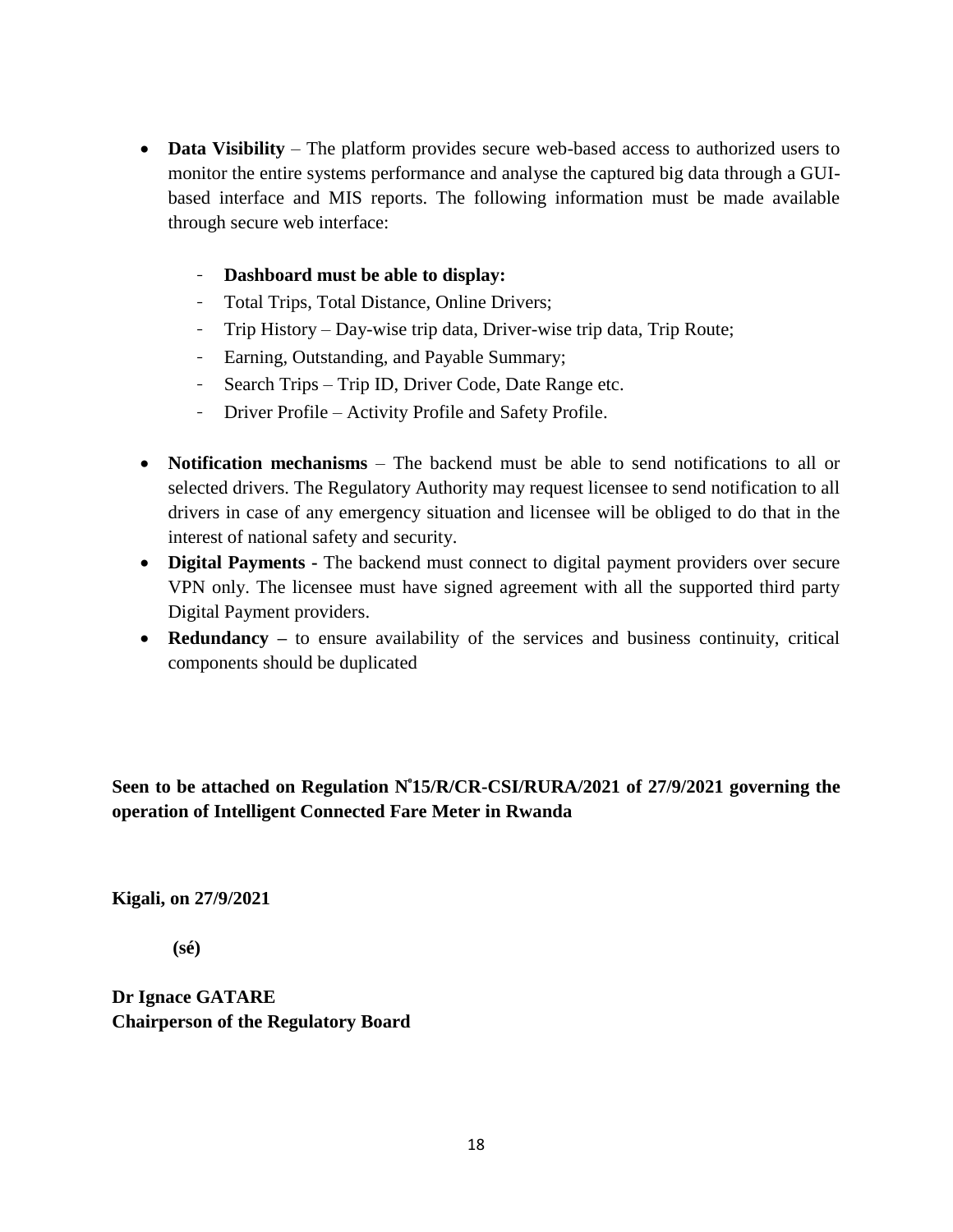- **Data Visibility** – The platform provides secure web-based access to authorized users to monitor the entire systems performance and analyse the captured big data through a GUI-based interface and MIS reports. The following information must be made available through secure web interface:

    - **Dashboard must be able to display:**
    - Total Trips, Total Distance, Online Drivers;
    - Trip History – Day-wise trip data, Driver-wise trip data, Trip Route;
    - Earning, Outstanding, and Payable Summary;
    - Search Trips – Trip ID, Driver Code, Date Range etc.
    - Driver Profile – Activity Profile and Safety Profile.

- **Notification mechanisms** – The backend must be able to send notifications to all or selected drivers. The Regulatory Authority may request licensee to send notification to all drivers in case of any emergency situation and licensee will be obliged to do that in the interest of national safety and security.
- **Digital Payments -** The backend must connect to digital payment providers over secure VPN only. The licensee must have signed agreement with all the supported third party Digital Payment providers.
- **Redundancy –** to ensure availability of the services and business continuity, critical components should be duplicated

**Seen to be attached on Regulation N°15/R/CR-CSI/RURA/2021 of 27/9/2021 governing the operation of Intelligent Connected Fare Meter in Rwanda**

**Kigali, on 27/9/2021**

**(sé)**

**Dr Ignace GATARE**
**Chairperson of the Regulatory Board**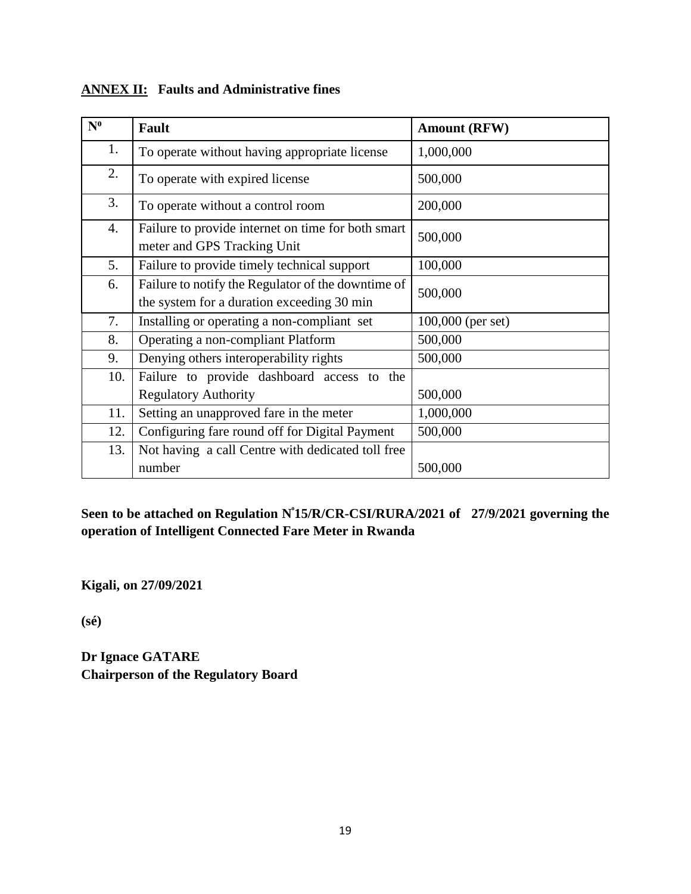**ANNEX II: Faults and Administrative fines**

| Nº | Fault | Amount (RFW) |
|---|---|---|
| 1. | To operate without having appropriate license | 1,000,000 |
| 2. | To operate with expired license | 500,000 |
| 3. | To operate without a control room | 200,000 |
| 4. | Failure to provide internet on time for both smart meter and GPS Tracking Unit | 500,000 |
| 5. | Failure to provide timely technical support | 100,000 |
| 6. | Failure to notify the Regulator of the downtime of the system for a duration exceeding 30 min | 500,000 |
| 7. | Installing or operating a non-compliant set | 100,000 (per set) |
| 8. | Operating a non-compliant Platform | 500,000 |
| 9. | Denying others interoperability rights | 500,000 |
| 10. | Failure to provide dashboard access to the Regulatory Authority | 500,000 |
| 11. | Setting an unapproved fare in the meter | 1,000,000 |
| 12. | Configuring fare round off for Digital Payment | 500,000 |
| 13. | Not having a call Centre with dedicated toll free number | 500,000 |

**Seen to be attached on Regulation N°15/R/CR-CSI/RURA/2021 of 27/9/2021 governing the operation of Intelligent Connected Fare Meter in Rwanda**

**Kigali, on 27/09/2021**

**(sé)**

**Dr Ignace GATARE**
**Chairperson of the Regulatory Board**